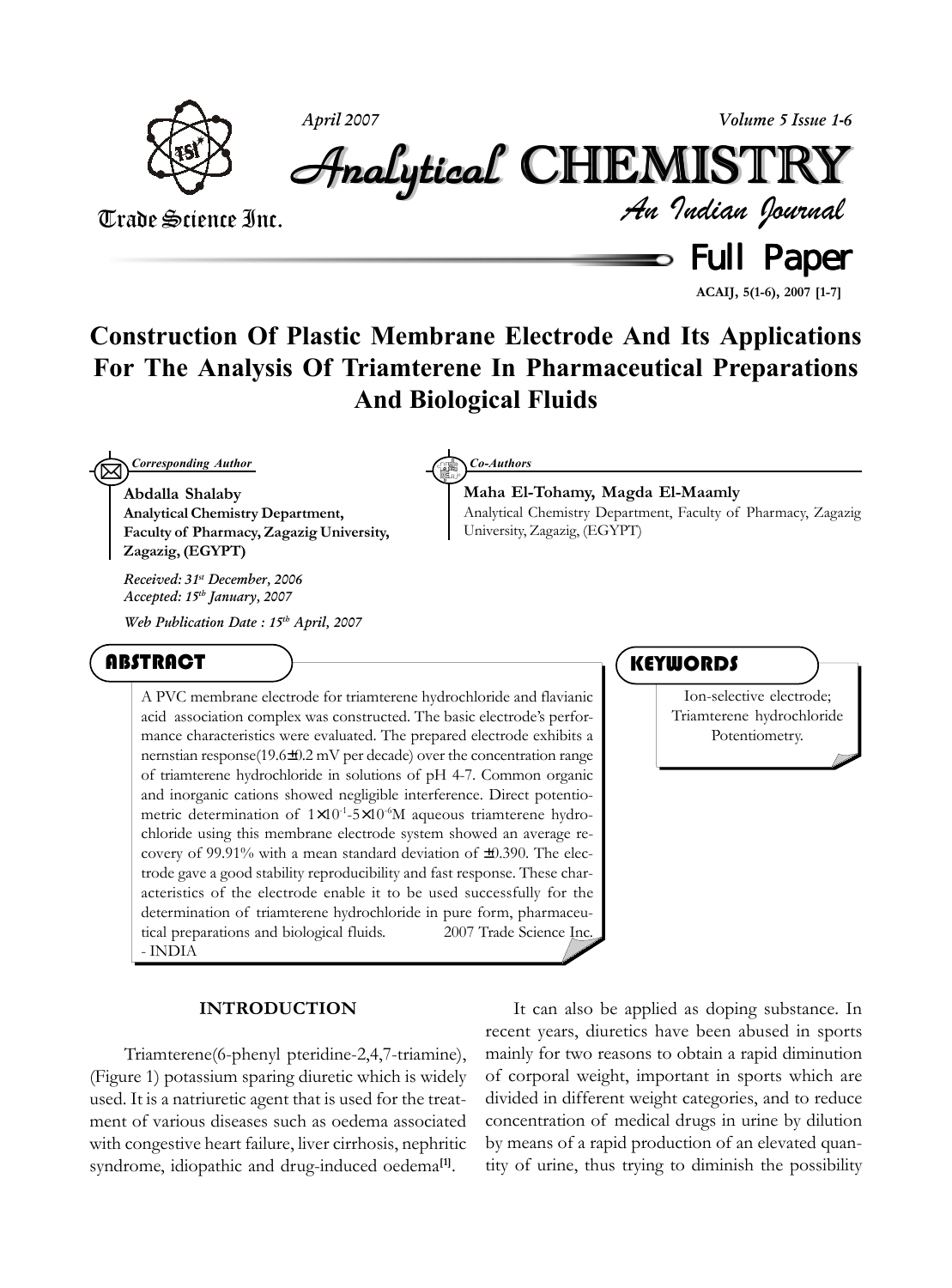# Construction Of Plastic Membrane Electrode And Its Applications For The Analysis Of Triamterene In Pharmaceutical Preparations And Biological Fluids

*Corresponding Author*

**Abdalla Shalaby**
**Analytical Chemistry Department, Faculty of Pharmacy, Zagazig University, Zagazig, (EGYPT)**

*Received: 31st December, 2006*
*Accepted: 15th January, 2007*

*Web Publication Date : 15th April, 2007*

*Co-Authors*

**Maha El-Tohamy, Magda El-Maamly**
Analytical Chemistry Department, Faculty of Pharmacy, Zagazig University, Zagazig, (EGYPT)

## ABSTRACT

A PVC membrane electrode for triamterene hydrochloride and flavianic acid association complex was constructed. The basic electrode's performance characteristics were evaluated. The prepared electrode exhibits a nernstian response(19.6±0.2 mV per decade) over the concentration range of triamterene hydrochloride in solutions of pH 4-7. Common organic and inorganic cations showed negligible interference. Direct potentiometric determination of $1\times10^{-1}$-$5\times10^{-6}$M aqueous triamterene hydrochloride using this membrane electrode system showed an average recovery of 99.91% with a mean standard deviation of ±0.390. The electrode gave a good stability reproducibility and fast response. These characteristics of the electrode enable it to be used successfully for the determination of triamterene hydrochloride in pure form, pharmaceutical preparations and biological fluids. 2007 Trade Science Inc. - INDIA

## KEYWORDS

Ion-selective electrode;
Triamterene hydrochloride
Potentiometry.

## INTRODUCTION

Triamterene(6-phenyl pteridine-2,4,7-triamine), (Figure 1) potassium sparing diuretic which is widely used. It is a natriuretic agent that is used for the treatment of various diseases such as oedema associated with congestive heart failure, liver cirrhosis, nephritic syndrome, idiopathic and drug-induced oedema[1].

It can also be applied as doping substance. In recent years, diuretics have been abused in sports mainly for two reasons to obtain a rapid diminution of corporal weight, important in sports which are divided in different weight categories, and to reduce concentration of medical drugs in urine by dilution by means of a rapid production of an elevated quantity of urine, thus trying to diminish the possibility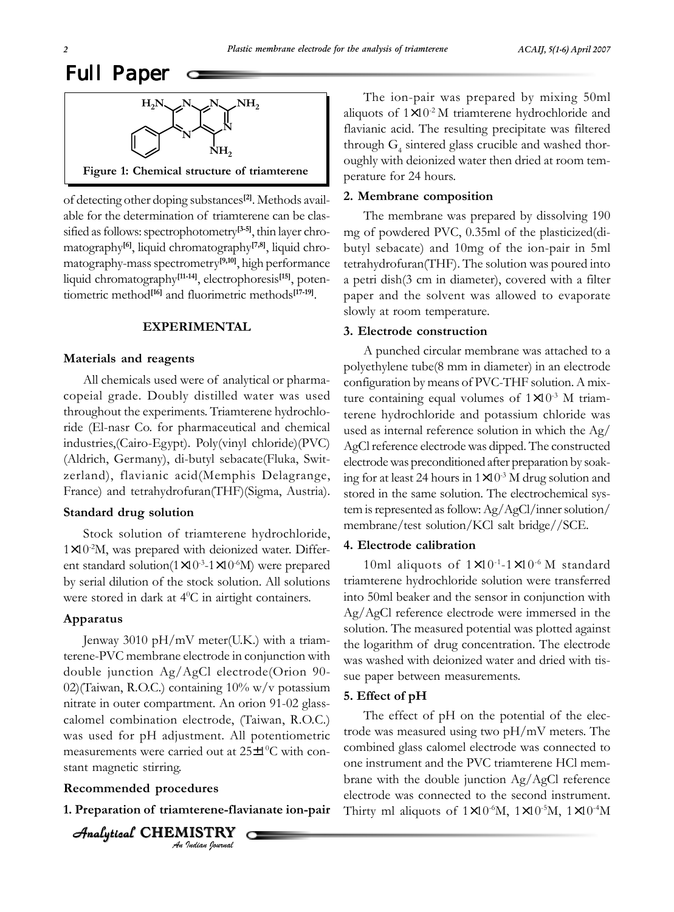**Figure 1: Chemical structure of triamterene**

of detecting other doping substances[2]. Methods available for the determination of triamterene can be classified as follows: spectrophotometry[3-5], thin layer chromatography[6], liquid chromatography[7,8], liquid chromatography-mass spectrometry[9,10], high performance liquid chromatography[11-14], electrophoresis[15], potentiometric method[16] and fluorimetric methods[17-19].

## EXPERIMENTAL

### Materials and reagents

All chemicals used were of analytical or pharmacopeial grade. Doubly distilled water was used throughout the experiments. Triamterene hydrochloride (El-nasr Co. for pharmaceutical and chemical industries,(Cairo-Egypt). Poly(vinyl chloride)(PVC) (Aldrich, Germany), di-butyl sebacate(Fluka, Switzerland), flavianic acid(Memphis Delagrange, France) and tetrahydrofuran(THF)(Sigma, Austria).

### Standard drug solution

Stock solution of triamterene hydrochloride, $1\times10^{-2}$M, was prepared with deionized water. Different standard solution($1\times10^{-3}$-$1\times10^{-6}$M) were prepared by serial dilution of the stock solution. All solutions were stored in dark at $4^0$C in airtight containers.

### Apparatus

Jenway 3010 pH/mV meter(U.K.) with a triamterene-PVC membrane electrode in conjunction with double junction Ag/AgCl electrode(Orion 90-02)(Taiwan, R.O.C.) containing 10% w/v potassium nitrate in outer compartment. An orion 91-02 glass-calomel combination electrode, (Taiwan, R.O.C.) was used for pH adjustment. All potentiometric measurements were carried out at $25\pm1^0$C with constant magnetic stirring.

### Recommended procedures

**1. Preparation of triamterene-flavianate ion-pair**

The ion-pair was prepared by mixing 50ml aliquots of $1\times10^{-2}$ M triamterene hydrochloride and flavianic acid. The resulting precipitate was filtered through $G_4$ sintered glass crucible and washed thoroughly with deionized water then dried at room temperature for 24 hours.

**2. Membrane composition**

The membrane was prepared by dissolving 190 mg of powdered PVC, 0.35ml of the plasticized(di-butyl sebacate) and 10mg of the ion-pair in 5ml tetrahydrofuran(THF). The solution was poured into a petri dish(3 cm in diameter), covered with a filter paper and the solvent was allowed to evaporate slowly at room temperature.

**3. Electrode construction**

A punched circular membrane was attached to a polyethylene tube(8 mm in diameter) in an electrode configuration by means of PVC-THF solution. A mixture containing equal volumes of $1\times10^{-3}$ M triamterene hydrochloride and potassium chloride was used as internal reference solution in which the Ag/AgCl reference electrode was dipped. The constructed electrode was preconditioned after preparation by soaking for at least 24 hours in $1\times10^{-3}$ M drug solution and stored in the same solution. The electrochemical system is represented as follow: Ag/AgCl/inner solution/membrane/test solution/KCl salt bridge//SCE.

**4. Electrode calibration**

10ml aliquots of $1\times10^{-1}$-$1\times10^{-6}$ M standard triamterene hydrochloride solution were transferred into 50ml beaker and the sensor in conjunction with Ag/AgCl reference electrode were immersed in the solution. The measured potential was plotted against the logarithm of drug concentration. The electrode was washed with deionized water and dried with tissue paper between measurements.

**5. Effect of pH**

The effect of pH on the potential of the electrode was measured using two pH/mV meters. The combined glass calomel electrode was connected to one instrument and the PVC triamterene HCl membrane with the double junction Ag/AgCl reference electrode was connected to the second instrument. Thirty ml aliquots of $1\times10^{-6}$M, $1\times10^{-5}$M, $1\times10^{-4}$M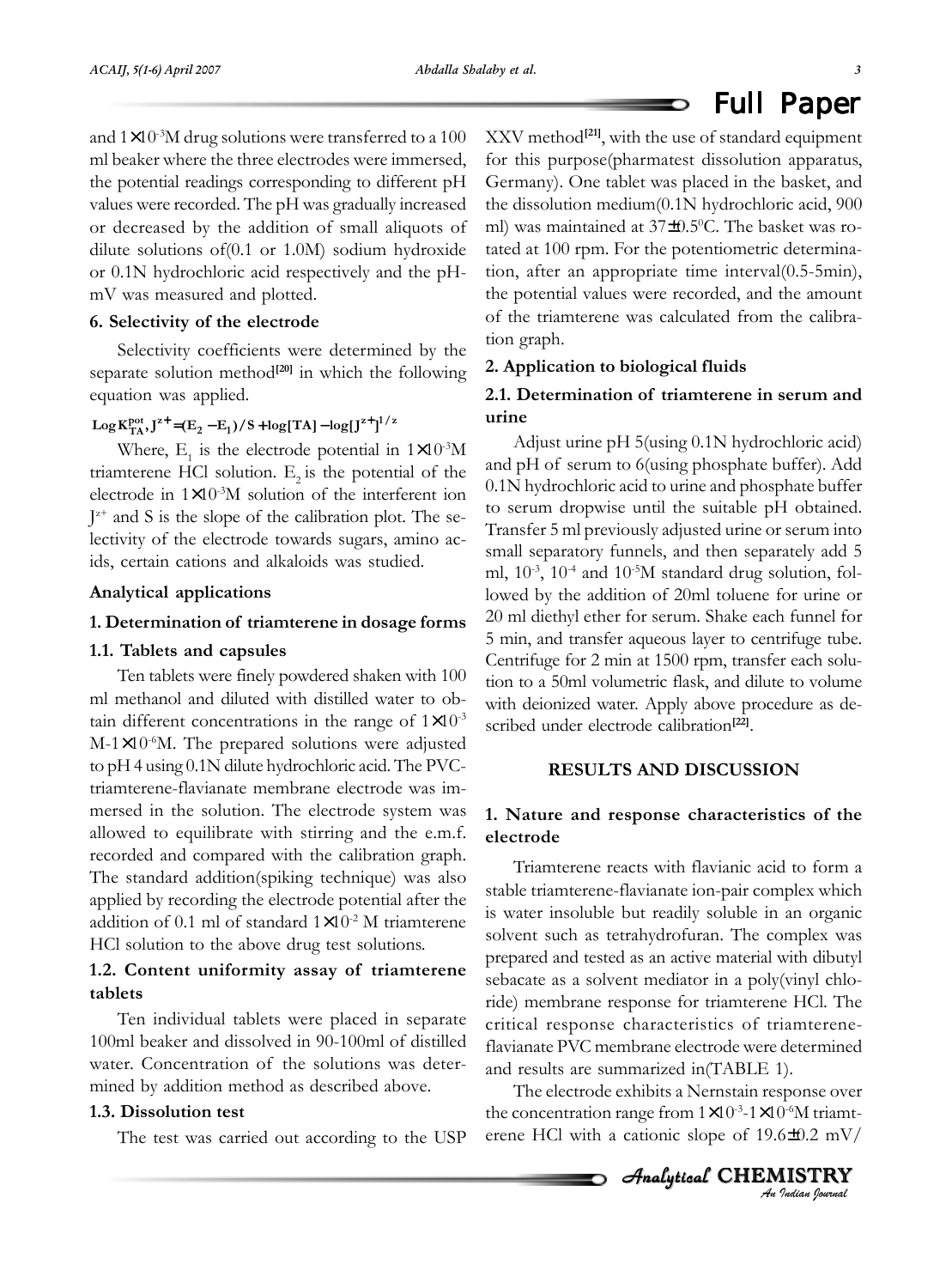and $1\times10^{-3}$M drug solutions were transferred to a 100 ml beaker where the three electrodes were immersed, the potential readings corresponding to different pH values were recorded. The pH was gradually increased or decreased by the addition of small aliquots of dilute solutions of(0.1 or 1.0M) sodium hydroxide or 0.1N hydrochloric acid respectively and the pH-mV was measured and plotted.

#### 6. Selectivity of the electrode

Selectivity coefficients were determined by the separate solution method[20] in which the following equation was applied.

$$\log K^{pot}_{TA}, J^{z+} = (E_2 - E_1)/S + \log[TA] - \log[J^{z+}]^{1/z}$$

Where, $E_1$ is the electrode potential in $1\times10^{-3}$M triamterene HCl solution. $E_2$ is the potential of the electrode in $1\times10^{-3}$M solution of the interferent ion $J^{z+}$ and S is the slope of the calibration plot. The selectivity of the electrode towards sugars, amino acids, certain cations and alkaloids was studied.

### Analytical applications

#### 1. Determination of triamterene in dosage forms

#### 1.1. Tablets and capsules

Ten tablets were finely powdered shaken with 100 ml methanol and diluted with distilled water to obtain different concentrations in the range of $1\times10^{-3}$ M-$1\times10^{-6}$M. The prepared solutions were adjusted to pH 4 using 0.1N dilute hydrochloric acid. The PVC-triamterene-flavianate membrane electrode was immersed in the solution. The electrode system was allowed to equilibrate with stirring and the e.m.f. recorded and compared with the calibration graph. The standard addition(spiking technique) was also applied by recording the electrode potential after the addition of 0.1 ml of standard $1\times10^{-2}$ M triamterene HCl solution to the above drug test solutions.

#### 1.2. Content uniformity assay of triamterene tablets

Ten individual tablets were placed in separate 100ml beaker and dissolved in 90-100ml of distilled water. Concentration of the solutions was determined by addition method as described above.

#### 1.3. Dissolution test

The test was carried out according to the USP XXV method[21], with the use of standard equipment for this purpose(pharmatest dissolution apparatus, Germany). One tablet was placed in the basket, and the dissolution medium(0.1N hydrochloric acid, 900 ml) was maintained at $37\pm0.5^0$C. The basket was rotated at 100 rpm. For the potentiometric determination, after an appropriate time interval(0.5-5min), the potential values were recorded, and the amount of the triamterene was calculated from the calibration graph.

#### 2. Application to biological fluids

#### 2.1. Determination of triamterene in serum and urine

Adjust urine pH 5(using 0.1N hydrochloric acid) and pH of serum to 6(using phosphate buffer). Add 0.1N hydrochloric acid to urine and phosphate buffer to serum dropwise until the suitable pH obtained. Transfer 5 ml previously adjusted urine or serum into small separatory funnels, and then separately add 5 ml, $10^{-3}$, $10^{-4}$ and $10^{-5}$M standard drug solution, followed by the addition of 20ml toluene for urine or 20 ml diethyl ether for serum. Shake each funnel for 5 min, and transfer aqueous layer to centrifuge tube. Centrifuge for 2 min at 1500 rpm, transfer each solution to a 50ml volumetric flask, and dilute to volume with deionized water. Apply above procedure as described under electrode calibration[22].

## RESULTS AND DISCUSSION

#### 1. Nature and response characteristics of the electrode

Triamterene reacts with flavianic acid to form a stable triamterene-flavianate ion-pair complex which is water insoluble but readily soluble in an organic solvent such as tetrahydrofuran. The complex was prepared and tested as an active material with dibutyl sebacate as a solvent mediator in a poly(vinyl chloride) membrane response for triamterene HCl. The critical response characteristics of triamterene-flavianate PVC membrane electrode were determined and results are summarized in(TABLE 1).

The electrode exhibits a Nernstain response over the concentration range from $1\times10^{-3}$-$1\times10^{-6}$M triamterene HCl with a cationic slope of $19.6\pm0.2$ mV/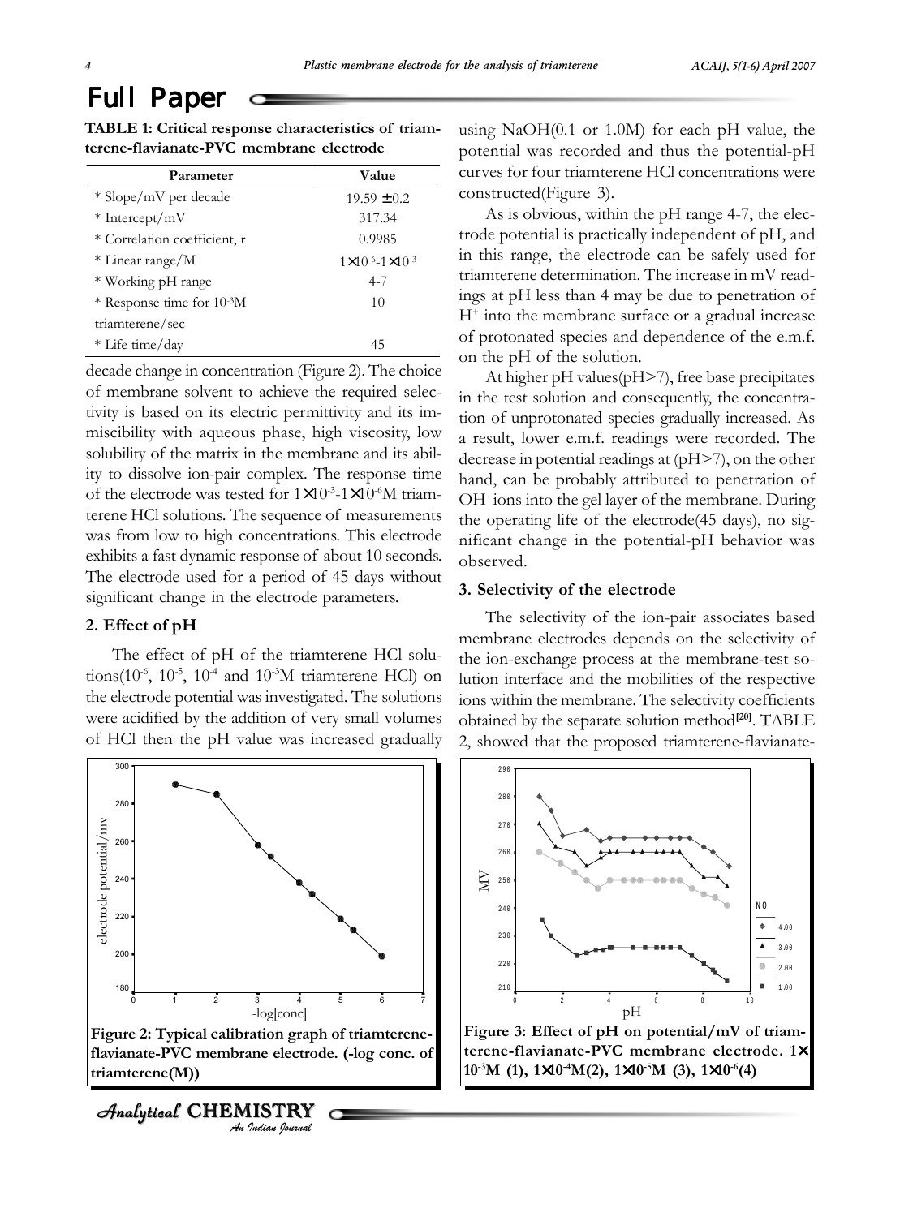**TABLE 1: Critical response characteristics of triamterene-flavianate-PVC membrane electrode**

| Parameter | Value |
|---|---|
| * Slope/mV per decade | $19.59 \pm 0.2$ |
| * Intercept/mV | 317.34 |
| * Correlation coefficient, r | 0.9985 |
| * Linear range/M | $1\times10^{-6}$-$1\times10^{-3}$ |
| * Working pH range | 4-7 |
| * Response time for $10^{-3}$M triamterene/sec | 10 |
| * Life time/day | 45 |

decade change in concentration (Figure 2). The choice of membrane solvent to achieve the required selectivity is based on its electric permittivity and its immiscibility with aqueous phase, high viscosity, low solubility of the matrix in the membrane and its ability to dissolve ion-pair complex. The response time of the electrode was tested for $1\times10^{-3}$-$1\times10^{-6}$M triamterene HCl solutions. The sequence of measurements was from low to high concentrations. This electrode exhibits a fast dynamic response of about 10 seconds. The electrode used for a period of 45 days without significant change in the electrode parameters.

## 2. Effect of pH

The effect of pH of the triamterene HCl solutions($10^{-6}$, $10^{-5}$, $10^{-4}$ and $10^{-3}$M triamterene HCl) on the electrode potential was investigated. The solutions were acidified by the addition of very small volumes of HCl then the pH value was increased gradually using NaOH(0.1 or 1.0M) for each pH value, the potential was recorded and thus the potential-pH curves for four triamterene HCl concentrations were constructed(Figure 3).

As is obvious, within the pH range 4-7, the electrode potential is practically independent of pH, and in this range, the electrode can be safely used for triamterene determination. The increase in mV readings at pH less than 4 may be due to penetration of $H^+$ into the membrane surface or a gradual increase of protonated species and dependence of the e.m.f. on the pH of the solution.

At higher pH values(pH>7), free base precipitates in the test solution and consequently, the concentration of unprotonated species gradually increased. As a result, lower e.m.f. readings were recorded. The decrease in potential readings at (pH>7), on the other hand, can be probably attributed to penetration of $OH^-$ ions into the gel layer of the membrane. During the operating life of the electrode(45 days), no significant change in the potential-pH behavior was observed.

## 3. Selectivity of the electrode

The selectivity of the ion-pair associates based membrane electrodes depends on the selectivity of the ion-exchange process at the membrane-test solution interface and the mobilities of the respective ions within the membrane. The selectivity coefficients obtained by the separate solution method[20]. TABLE 2, showed that the proposed triamterene-flavianate-

**Figure 2: Typical calibration graph of triamterene-flavianate-PVC membrane electrode. (-log conc. of triamterene(M))**

**Figure 3: Effect of pH on potential/mV of triamterene-flavianate-PVC membrane electrode. $1\times10^{-3}$M (1), $1\times10^{-4}$M(2), $1\times10^{-5}$M (3), $1\times10^{-6}$(4)**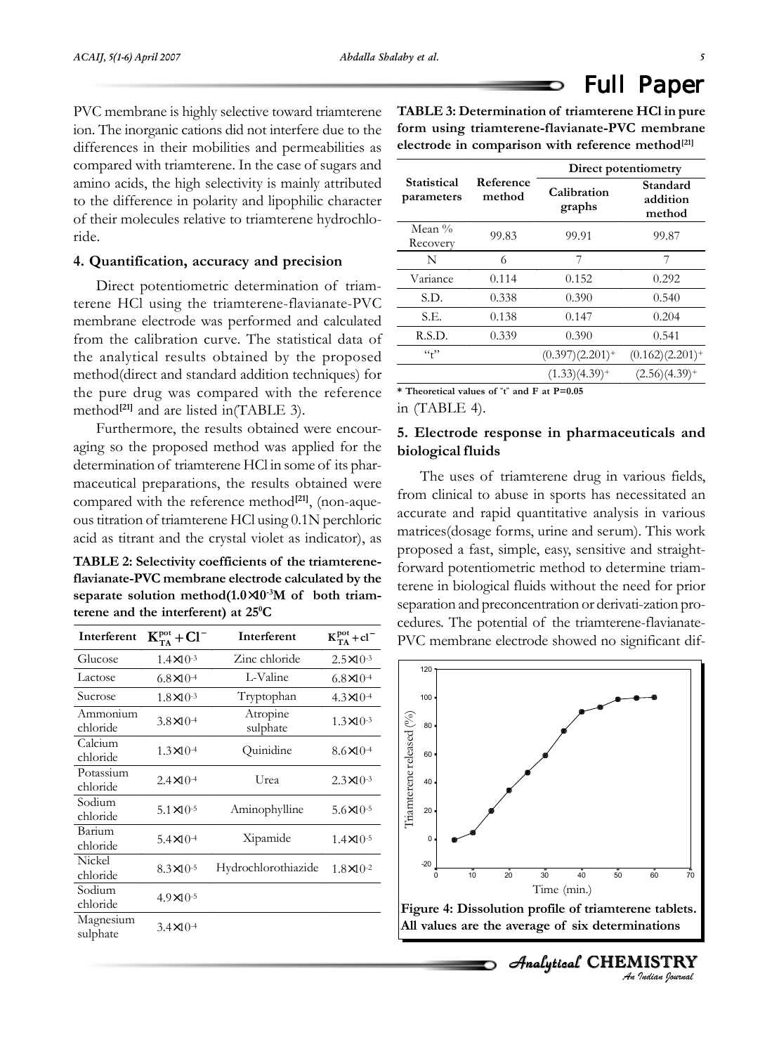PVC membrane is highly selective toward triamterene ion. The inorganic cations did not interfere due to the differences in their mobilities and permeabilities as compared with triamterene. In the case of sugars and amino acids, the high selectivity is mainly attributed to the difference in polarity and lipophilic character of their molecules relative to triamterene hydrochloride.

### 4. Quantification, accuracy and precision

Direct potentiometric determination of triamterene HCl using the triamterene-flavianate-PVC membrane electrode was performed and calculated from the calibration curve. The statistical data of the analytical results obtained by the proposed method(direct and standard addition techniques) for the pure drug was compared with the reference method[21] and are listed in(TABLE 3).

Furthermore, the results obtained were encouraging so the proposed method was applied for the determination of triamterene HCl in some of its pharmaceutical preparations, the results obtained were compared with the reference method[21], (non-aqueous titration of triamterene HCl using 0.1N perchloric acid as titrant and the crystal violet as indicator), as in (TABLE 4).

**TABLE 2: Selectivity coefficients of the triamterene-flavianate-PVC membrane electrode calculated by the separate solution method($1.0\times10^{-3}$M of both triamterene and the interferent) at $25^0$C**

| Interferent | $K^{pot}_{TA} + Cl^-$ | Interferent | $K^{pot}_{TA} + cl^-$ |
|---|---|---|---|
| Glucose | $1.4\times10^{-3}$ | Zinc chloride | $2.5\times10^{-3}$ |
| Lactose | $6.8\times10^{-4}$ | L-Valine | $6.8\times10^{-4}$ |
| Sucrose | $1.8\times10^{-3}$ | Tryptophan | $4.3\times10^{-4}$ |
| Ammonium chloride | $3.8\times10^{-4}$ | Atropine sulphate | $1.3\times10^{-3}$ |
| Calcium chloride | $1.3\times10^{-4}$ | Quinidine | $8.6\times10^{-4}$ |
| Potassium chloride | $2.4\times10^{-4}$ | Urea | $2.3\times10^{-3}$ |
| Sodium chloride | $5.1\times10^{-5}$ | Aminophylline | $5.6\times10^{-5}$ |
| Barium chloride | $5.4\times10^{-4}$ | Xipamide | $1.4\times10^{-5}$ |
| Nickel chloride | $8.3\times10^{-5}$ | Hydrochlorothiazide | $1.8\times10^{-2}$ |
| Sodium chloride | $4.9\times10^{-5}$ | | |
| Magnesium sulphate | $3.4\times10^{-4}$ | | |

**TABLE 3: Determination of triamterene HCl in pure form using triamterene-flavianate-PVC membrane electrode in comparison with reference method[21]**

| Statistical parameters | Reference method | Direct potentiometry | |
|---|---|---|---|
| | | Calibration graphs | Standard addition method |
| Mean % Recovery | 99.83 | 99.91 | 99.87 |
| N | 6 | 7 | 7 |
| Variance | 0.114 | 0.152 | 0.292 |
| S.D. | 0.338 | 0.390 | 0.540 |
| S.E. | 0.138 | 0.147 | 0.204 |
| R.S.D. | 0.339 | 0.390 | 0.541 |
| "t" | | $(0.397)(2.201)^+$ | $(0.162)(2.201)^+$ |
| | | $(1.33)(4.39)^+$ | $(2.56)(4.39)^+$ |

**\* Theoretical values of "t" and F at P=0.05**

### 5. Electrode response in pharmaceuticals and biological fluids

The uses of triamterene drug in various fields, from clinical to abuse in sports has necessitated an accurate and rapid quantitative analysis in various matrices(dosage forms, urine and serum). This work proposed a fast, simple, easy, sensitive and straightforward potentiometric method to determine triamterene in biological fluids without the need for prior separation and preconcentration or derivati-zation procedures. The potential of the triamterene-flavianate-PVC membrane electrode showed no significant dif-

**Figure 4: Dissolution profile of triamterene tablets. All values are the average of six determinations**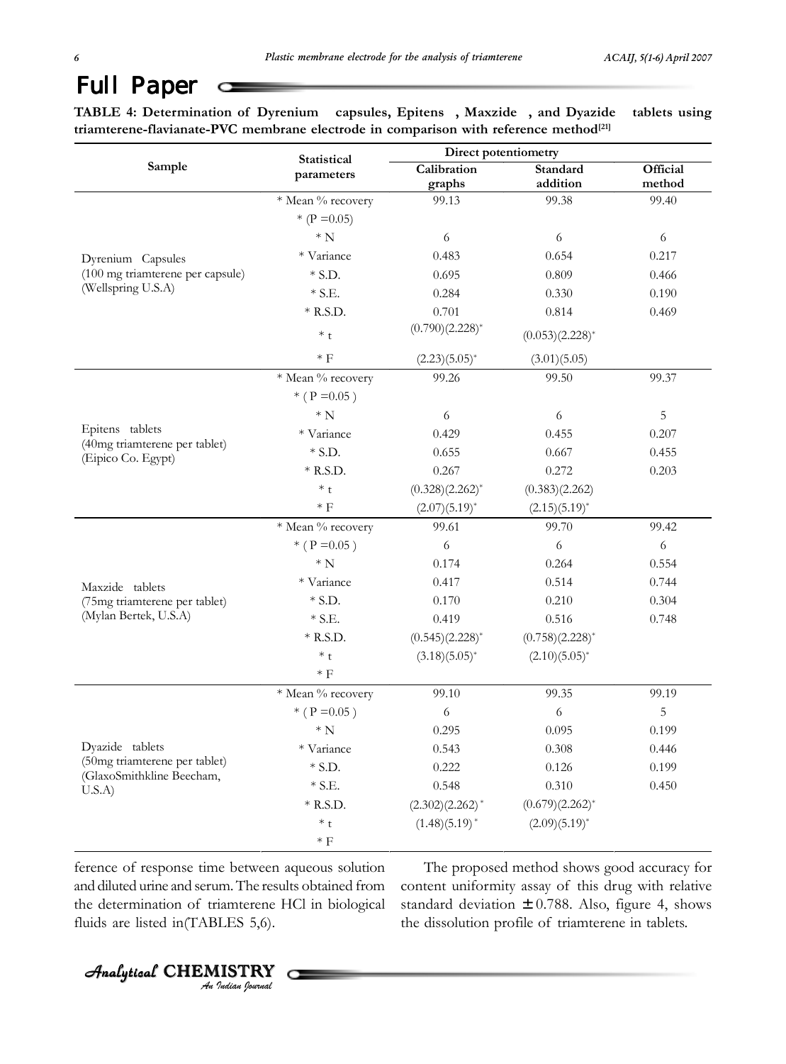**TABLE 4: Determination of Dyrenium capsules, Epitens , Maxzide , and Dyazide tablets using triamterene-flavianate-PVC membrane electrode in comparison with reference method[21]**

| Sample | Statistical parameters | Direct potentiometry | | Official method |
|---|---|---|---|---|
| | | Calibration graphs | Standard addition | |
| Dyrenium Capsules (100 mg triamterene per capsule) (Wellspring U.S.A) | * Mean % recovery | 99.13 | 99.38 | 99.40 |
| | * (P =0.05) | | | |
| | * N | 6 | 6 | 6 |
| | * Variance | 0.483 | 0.654 | 0.217 |
| | * S.D. | 0.695 | 0.809 | 0.466 |
| | * S.E. | 0.284 | 0.330 | 0.190 |
| | * R.S.D. | 0.701 | 0.814 | 0.469 |
| | * t | (0.790)(2.228)* | (0.053)(2.228)* | |
| | * F | (2.23)(5.05)* | (3.01)(5.05) | |
| Epitens tablets (40mg triamterene per tablet) (Eipico Co. Egypt) | * Mean % recovery | 99.26 | 99.50 | 99.37 |
| | * ( P =0.05 ) | | | |
| | * N | 6 | 6 | 5 |
| | * Variance | 0.429 | 0.455 | 0.207 |
| | * S.D. | 0.655 | 0.667 | 0.455 |
| | * R.S.D. | 0.267 | 0.272 | 0.203 |
| | * t | (0.328)(2.262)* | (0.383)(2.262) | |
| | * F | (2.07)(5.19)* | (2.15)(5.19)* | |
| Maxzide tablets (75mg triamterene per tablet) (Mylan Bertek, U.S.A) | * Mean % recovery | 99.61 | 99.70 | 99.42 |
| | * ( P =0.05 ) | 6 | 6 | 6 |
| | * N | 0.174 | 0.264 | 0.554 |
| | * Variance | 0.417 | 0.514 | 0.744 |
| | * S.D. | 0.170 | 0.210 | 0.304 |
| | * S.E. | 0.419 | 0.516 | 0.748 |
| | * R.S.D. | (0.545)(2.228)* | (0.758)(2.228)* | |
| | * t | (3.18)(5.05)* | (2.10)(5.05)* | |
| | * F | | | |
| Dyazide tablets (50mg triamterene per tablet) (GlaxoSmithkline Beecham, U.S.A) | * Mean % recovery | 99.10 | 99.35 | 99.19 |
| | * ( P =0.05 ) | 6 | 6 | 5 |
| | * N | 0.295 | 0.095 | 0.199 |
| | * Variance | 0.543 | 0.308 | 0.446 |
| | * S.D. | 0.222 | 0.126 | 0.199 |
| | * S.E. | 0.548 | 0.310 | 0.450 |
| | * R.S.D. | (2.302)(2.262)* | (0.679)(2.262)* | |
| | * t | (1.48)(5.19)* | (2.09)(5.19)* | |
| | * F | | | |

ference of response time between aqueous solution and diluted urine and serum. The results obtained from the determination of triamterene HCl in biological fluids are listed in(TABLES 5,6).

The proposed method shows good accuracy for content uniformity assay of this drug with relative standard deviation ± 0.788. Also, figure 4, shows the dissolution profile of triamterene in tablets.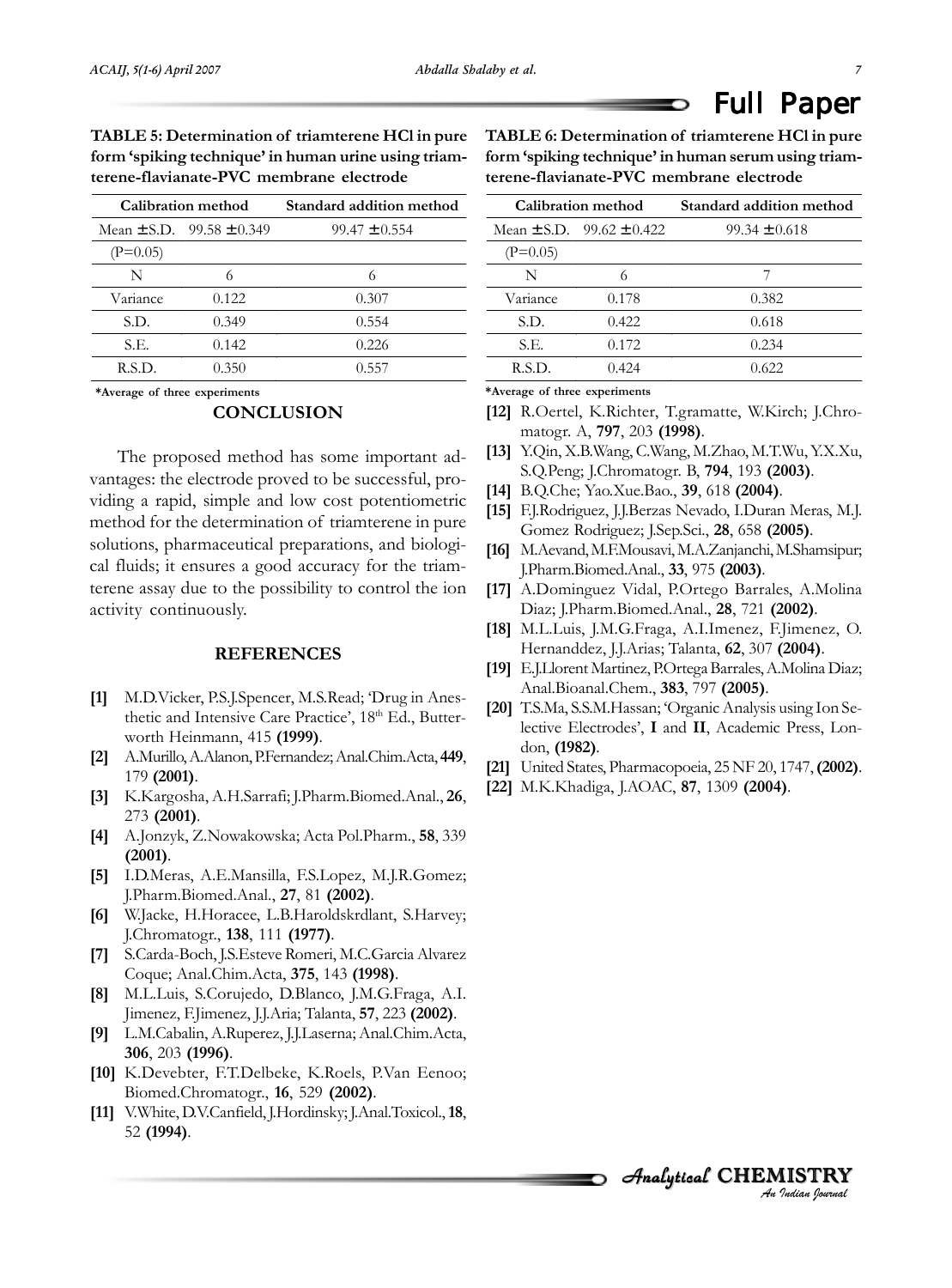**TABLE 5: Determination of triamterene HCl in pure form 'spiking technique' in human urine using triamterene-flavianate-PVC membrane electrode**

| Calibration method | | Standard addition method |
|---|---|---|
| Mean ± S.D. (P=0.05) | 99.58 ± 0.349 | 99.47 ± 0.554 |
| N | 6 | 6 |
| Variance | 0.122 | 0.307 |
| S.D. | 0.349 | 0.554 |
| S.E. | 0.142 | 0.226 |
| R.S.D. | 0.350 | 0.557 |

*Average of three experiments

**TABLE 6: Determination of triamterene HCl in pure form 'spiking technique' in human serum using triamterene-flavianate-PVC membrane electrode**

| Calibration method | | Standard addition method |
|---|---|---|
| Mean ± S.D. (P=0.05) | 99.62 ± 0.422 | 99.34 ± 0.618 |
| N | 6 | 7 |
| Variance | 0.178 | 0.382 |
| S.D. | 0.422 | 0.618 |
| S.E. | 0.172 | 0.234 |
| R.S.D. | 0.424 | 0.622 |

*Average of three experiments

## CONCLUSION

The proposed method has some important advantages: the electrode proved to be successful, providing a rapid, simple and low cost potentiometric method for the determination of triamterene in pure solutions, pharmaceutical preparations, and biological fluids; it ensures a good accuracy for the triamterene assay due to the possibility to control the ion activity continuously.

## REFERENCES

**[1]** M.D.Vicker, P.S.J.Spencer, M.S.Read; 'Drug in Anesthetic and Intensive Care Practice', 18th Ed., Butterworth Heinmann, 415 **(1999)**.

**[2]** A.Murillo, A.Alanon, P.Fernandez; Anal.Chim.Acta, **449**, 179 **(2001)**.

**[3]** K.Kargosha, A.H.Sarrafi; J.Pharm.Biomed.Anal., **26**, 273 **(2001)**.

**[4]** A.Jonzyk, Z.Nowakowska; Acta Pol.Pharm., **58**, 339 **(2001)**.

**[5]** I.D.Meras, A.E.Mansilla, F.S.Lopez, M.J.R.Gomez; J.Pharm.Biomed.Anal., **27**, 81 **(2002)**.

**[6]** W.Jacke, H.Horacee, L.B.Haroldskrdlant, S.Harvey; J.Chromatogr., **138**, 111 **(1977)**.

**[7]** S.Carda-Boch, J.S.Esteve Romeri, M.C.Garcia Alvarez Coque; Anal.Chim.Acta, **375**, 143 **(1998)**.

**[8]** M.L.Luis, S.Corujedo, D.Blanco, J.M.G.Fraga, A.I. Jimenez, F.Jimenez, J.J.Aria; Talanta, **57**, 223 **(2002)**.

**[9]** L.M.Cabalin, A.Ruperez, J.J.Laserna; Anal.Chim.Acta, **306**, 203 **(1996)**.

**[10]** K.Devebter, F.T.Delbeke, K.Roels, P.Van Eenoo; Biomed.Chromatogr., **16**, 529 **(2002)**.

**[11]** V.White, D.V.Canfield, J.Hordinsky; J.Anal.Toxicol., **18**, 52 **(1994)**.

**[12]** R.Oertel, K.Richter, T.gramatte, W.Kirch; J.Chromatogr. A, **797**, 203 **(1998)**.

**[13]** Y.Qin, X.B.Wang, C.Wang, M.Zhao, M.T.Wu, Y.X.Xu, S.Q.Peng; J.Chromatogr. B, **794**, 193 **(2003)**.

**[14]** B.Q.Che; Yao.Xue.Bao., **39**, 618 **(2004)**.

**[15]** F.J.Rodriguez, J.J.Berzas Nevado, I.Duran Meras, M.J. Gomez Rodriguez; J.Sep.Sci., **28**, 658 **(2005)**.

**[16]** M.Aevand, M.F.Mousavi, M.A.Zanjanchi, M.Shamsipur; J.Pharm.Biomed.Anal., **33**, 975 **(2003)**.

**[17]** A.Dominguez Vidal, P.Ortego Barrales, A.Molina Diaz; J.Pharm.Biomed.Anal., **28**, 721 **(2002)**.

**[18]** M.L.Luis, J.M.G.Fraga, A.I.Imenez, F.Jimenez, O. Hernanddez, J.J.Arias; Talanta, **62**, 307 **(2004)**.

**[19]** E.J.Llorent Martinez, P.Ortega Barrales, A.Molina Diaz; Anal.Bioanal.Chem., **383**, 797 **(2005)**.

**[20]** T.S.Ma, S.S.M.Hassan; 'Organic Analysis using Ion Selective Electrodes', **I** and **II**, Academic Press, London, **(1982)**.

**[21]** United States, Pharmacopoeia, 25 NF 20, 1747, **(2002)**.

**[22]** M.K.Khadiga, J.AOAC, **87**, 1309 **(2004)**.